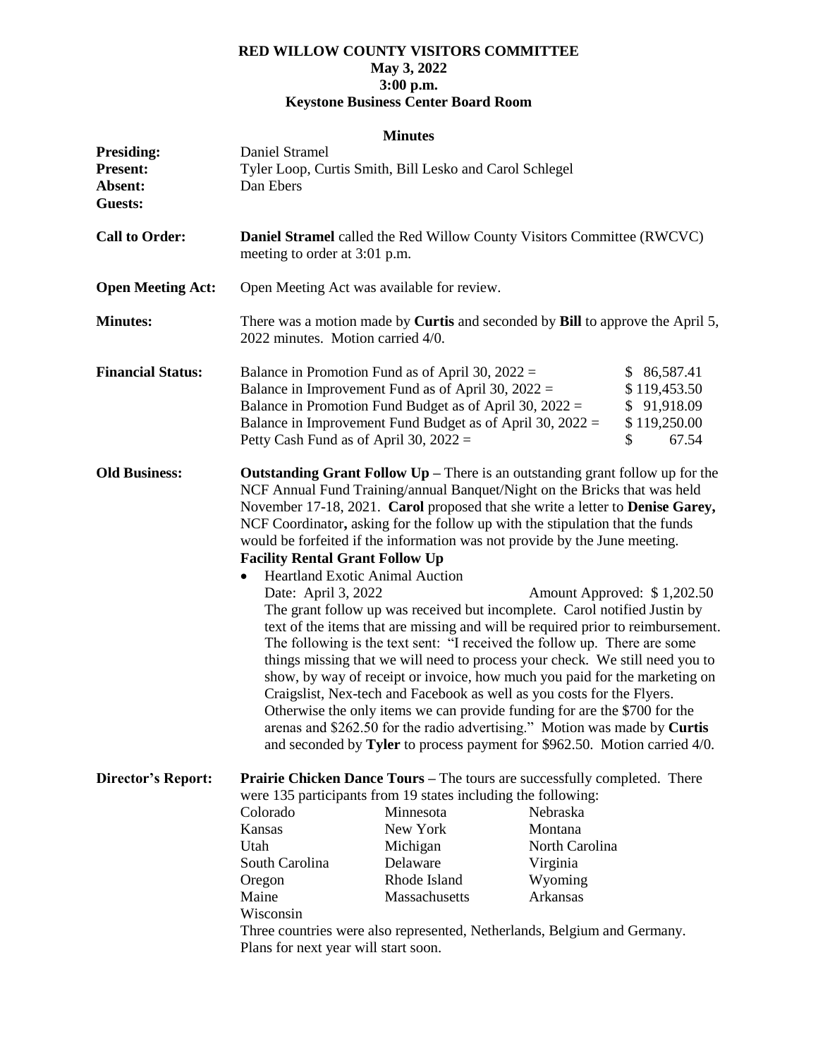# RED WILLOW COUNTY VISITORS COMMITTEE
**May 3, 2022**
**3:00 p.m.**
**Keystone Business Center Board Room**

**Minutes**

**Presiding:** Daniel Stramel
**Present:** Tyler Loop, Curtis Smith, Bill Lesko and Carol Schlegel
**Absent:** Dan Ebers
**Guests:**

**Call to Order:** **Daniel Stramel** called the Red Willow County Visitors Committee (RWCVC) meeting to order at 3:01 p.m.

**Open Meeting Act:** Open Meeting Act was available for review.

**Minutes:** There was a motion made by **Curtis** and seconded by **Bill** to approve the April 5, 2022 minutes. Motion carried 4/0.

**Financial Status:**

| | |
|---|---|
| Balance in Promotion Fund as of April 30, 2022 = | $ 86,587.41 |
| Balance in Improvement Fund as of April 30, 2022 = | $ 119,453.50 |
| Balance in Promotion Fund Budget as of April 30, 2022 = | $ 91,918.09 |
| Balance in Improvement Fund Budget as of April 30, 2022 = | $ 119,250.00 |
| Petty Cash Fund as of April 30, 2022 = | $ 67.54 |

**Old Business:** **Outstanding Grant Follow Up** – There is an outstanding grant follow up for the NCF Annual Fund Training/annual Banquet/Night on the Bricks that was held November 17-18, 2021. **Carol** proposed that she write a letter to **Denise Garey,** NCF Coordinator**,** asking for the follow up with the stipulation that the funds would be forfeited if the information was not provide by the June meeting.

**Facility Rental Grant Follow Up**

- Heartland Exotic Animal Auction
  Date: April 3, 2022 Amount Approved: $ 1,202.50
  The grant follow up was received but incomplete. Carol notified Justin by text of the items that are missing and will be required prior to reimbursement. The following is the text sent: "I received the follow up. There are some things missing that we will need to process your check. We still need you to show, by way of receipt or invoice, how much you paid for the marketing on Craigslist, Nex-tech and Facebook as well as you costs for the Flyers. Otherwise the only items we can provide funding for are the $700 for the arenas and $262.50 for the radio advertising." Motion was made by **Curtis** and seconded by **Tyler** to process payment for $962.50. Motion carried 4/0.

**Director's Report:** **Prairie Chicken Dance Tours** – The tours are successfully completed. There were 135 participants from 19 states including the following:

| | | |
|---|---|---|
| Colorado | Minnesota | Nebraska |
| Kansas | New York | Montana |
| Utah | Michigan | North Carolina |
| South Carolina | Delaware | Virginia |
| Oregon | Rhode Island | Wyoming |
| Maine | Massachusetts | Arkansas |
| Wisconsin | | |

Three countries were also represented, Netherlands, Belgium and Germany. Plans for next year will start soon.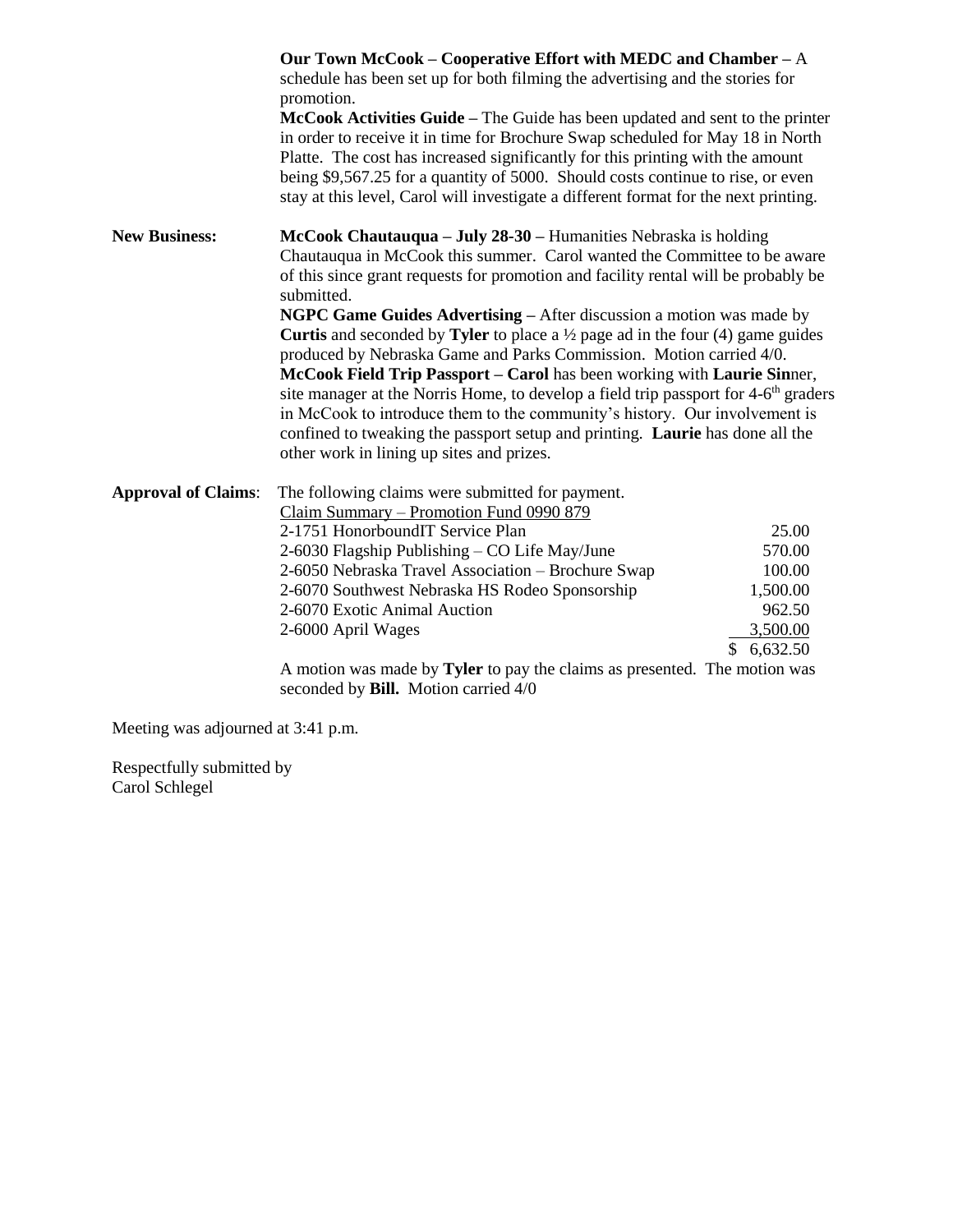**Our Town McCook – Cooperative Effort with MEDC and Chamber –** A schedule has been set up for both filming the advertising and the stories for promotion.

**McCook Activities Guide –** The Guide has been updated and sent to the printer in order to receive it in time for Brochure Swap scheduled for May 18 in North Platte. The cost has increased significantly for this printing with the amount being $9,567.25 for a quantity of 5000. Should costs continue to rise, or even stay at this level, Carol will investigate a different format for the next printing.

**New Business:**

**McCook Chautauqua – July 28-30 –** Humanities Nebraska is holding Chautauqua in McCook this summer. Carol wanted the Committee to be aware of this since grant requests for promotion and facility rental will be probably be submitted.

**NGPC Game Guides Advertising –** After discussion a motion was made by **Curtis** and seconded by **Tyler** to place a ½ page ad in the four (4) game guides produced by Nebraska Game and Parks Commission. Motion carried 4/0.

**McCook Field Trip Passport – Carol** has been working with **Laurie Sin**ner, site manager at the Norris Home, to develop a field trip passport for 4-6th graders in McCook to introduce them to the community's history. Our involvement is confined to tweaking the passport setup and printing. **Laurie** has done all the other work in lining up sites and prizes.

**Approval of Claims**: The following claims were submitted for payment.

Claim Summary – Promotion Fund 0990 879

| | |
|---|---|
| 2-1751 HonorboundIT Service Plan | 25.00 |
| 2-6030 Flagship Publishing – CO Life May/June | 570.00 |
| 2-6050 Nebraska Travel Association – Brochure Swap | 100.00 |
| 2-6070 Southwest Nebraska HS Rodeo Sponsorship | 1,500.00 |
| 2-6070 Exotic Animal Auction | 962.50 |
| 2-6000 April Wages | 3,500.00 |
| | $ 6,632.50 |

A motion was made by **Tyler** to pay the claims as presented. The motion was seconded by **Bill.** Motion carried 4/0

Meeting was adjourned at 3:41 p.m.

Respectfully submitted by
Carol Schlegel